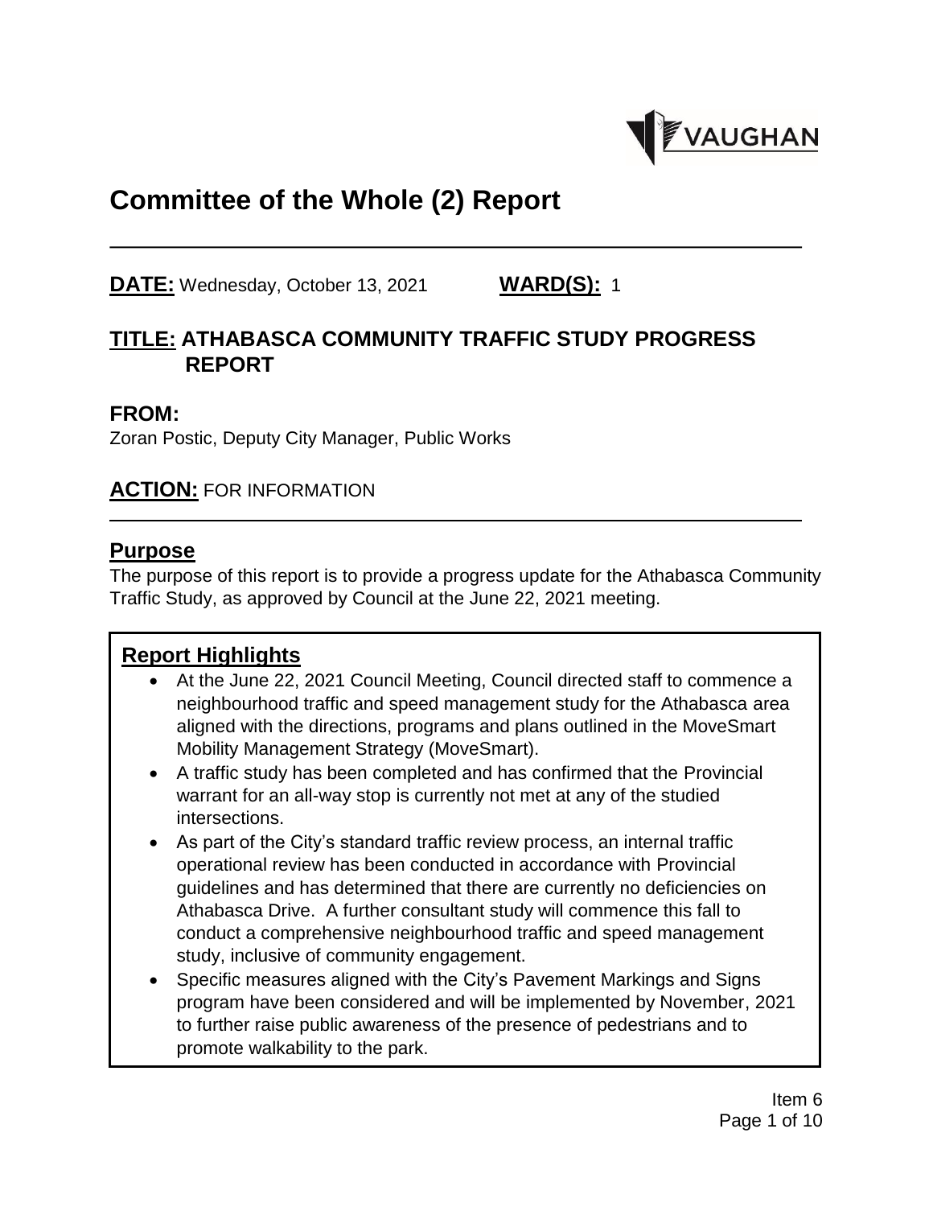# Committee of the Whole (2) Report

**DATE:** Wednesday, October 13, 2021 **WARD(S):** 1

## TITLE: ATHABASCA COMMUNITY TRAFFIC STUDY PROGRESS REPORT

## FROM:

Zoran Postic, Deputy City Manager, Public Works

## ACTION: FOR INFORMATION

## Purpose

The purpose of this report is to provide a progress update for the Athabasca Community Traffic Study, as approved by Council at the June 22, 2021 meeting.

## Report Highlights

- At the June 22, 2021 Council Meeting, Council directed staff to commence a neighbourhood traffic and speed management study for the Athabasca area aligned with the directions, programs and plans outlined in the MoveSmart Mobility Management Strategy (MoveSmart).
- A traffic study has been completed and has confirmed that the Provincial warrant for an all-way stop is currently not met at any of the studied intersections.
- As part of the City's standard traffic review process, an internal traffic operational review has been conducted in accordance with Provincial guidelines and has determined that there are currently no deficiencies on Athabasca Drive. A further consultant study will commence this fall to conduct a comprehensive neighbourhood traffic and speed management study, inclusive of community engagement.
- Specific measures aligned with the City's Pavement Markings and Signs program have been considered and will be implemented by November, 2021 to further raise public awareness of the presence of pedestrians and to promote walkability to the park.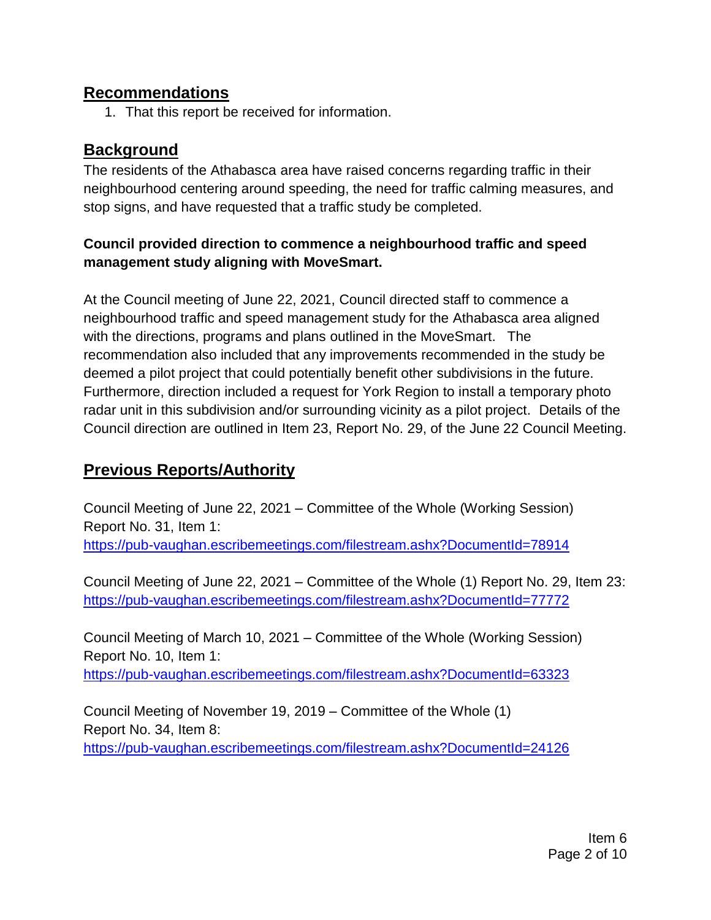## Recommendations

1. That this report be received for information.

## Background

The residents of the Athabasca area have raised concerns regarding traffic in their neighbourhood centering around speeding, the need for traffic calming measures, and stop signs, and have requested that a traffic study be completed.

**Council provided direction to commence a neighbourhood traffic and speed management study aligning with MoveSmart.**

At the Council meeting of June 22, 2021, Council directed staff to commence a neighbourhood traffic and speed management study for the Athabasca area aligned with the directions, programs and plans outlined in the MoveSmart. The recommendation also included that any improvements recommended in the study be deemed a pilot project that could potentially benefit other subdivisions in the future. Furthermore, direction included a request for York Region to install a temporary photo radar unit in this subdivision and/or surrounding vicinity as a pilot project. Details of the Council direction are outlined in Item 23, Report No. 29, of the June 22 Council Meeting.

## Previous Reports/Authority

Council Meeting of June 22, 2021 – Committee of the Whole (Working Session) Report No. 31, Item 1:
https://pub-vaughan.escribemeetings.com/filestream.ashx?DocumentId=78914

Council Meeting of June 22, 2021 – Committee of the Whole (1) Report No. 29, Item 23:
https://pub-vaughan.escribemeetings.com/filestream.ashx?DocumentId=77772

Council Meeting of March 10, 2021 – Committee of the Whole (Working Session) Report No. 10, Item 1:
https://pub-vaughan.escribemeetings.com/filestream.ashx?DocumentId=63323

Council Meeting of November 19, 2019 – Committee of the Whole (1) Report No. 34, Item 8:
https://pub-vaughan.escribemeetings.com/filestream.ashx?DocumentId=24126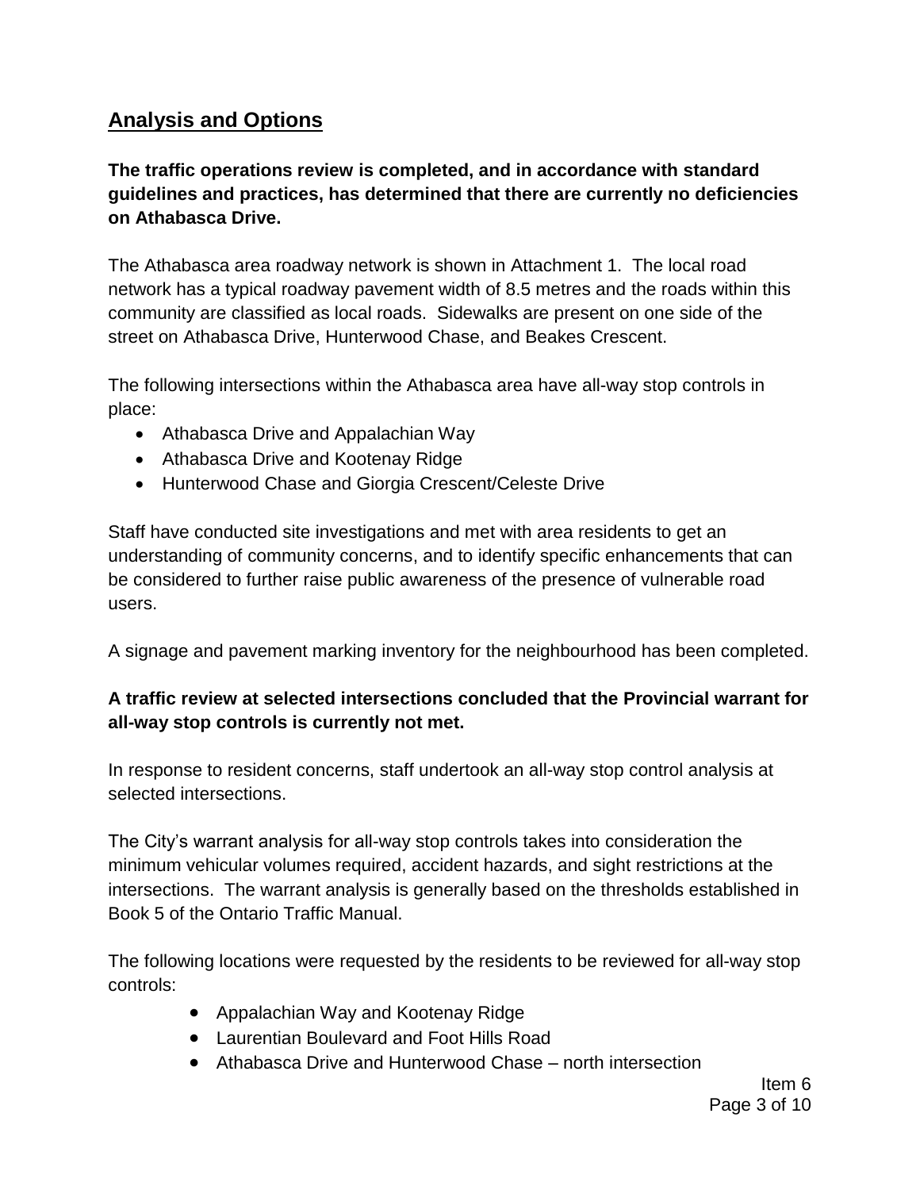## Analysis and Options

**The traffic operations review is completed, and in accordance with standard guidelines and practices, has determined that there are currently no deficiencies on Athabasca Drive.**

The Athabasca area roadway network is shown in Attachment 1. The local road network has a typical roadway pavement width of 8.5 metres and the roads within this community are classified as local roads. Sidewalks are present on one side of the street on Athabasca Drive, Hunterwood Chase, and Beakes Crescent.

The following intersections within the Athabasca area have all-way stop controls in place:

- Athabasca Drive and Appalachian Way
- Athabasca Drive and Kootenay Ridge
- Hunterwood Chase and Giorgia Crescent/Celeste Drive

Staff have conducted site investigations and met with area residents to get an understanding of community concerns, and to identify specific enhancements that can be considered to further raise public awareness of the presence of vulnerable road users.

A signage and pavement marking inventory for the neighbourhood has been completed.

**A traffic review at selected intersections concluded that the Provincial warrant for all-way stop controls is currently not met.**

In response to resident concerns, staff undertook an all-way stop control analysis at selected intersections.

The City's warrant analysis for all-way stop controls takes into consideration the minimum vehicular volumes required, accident hazards, and sight restrictions at the intersections. The warrant analysis is generally based on the thresholds established in Book 5 of the Ontario Traffic Manual.

The following locations were requested by the residents to be reviewed for all-way stop controls:

- Appalachian Way and Kootenay Ridge
- Laurentian Boulevard and Foot Hills Road
- Athabasca Drive and Hunterwood Chase – north intersection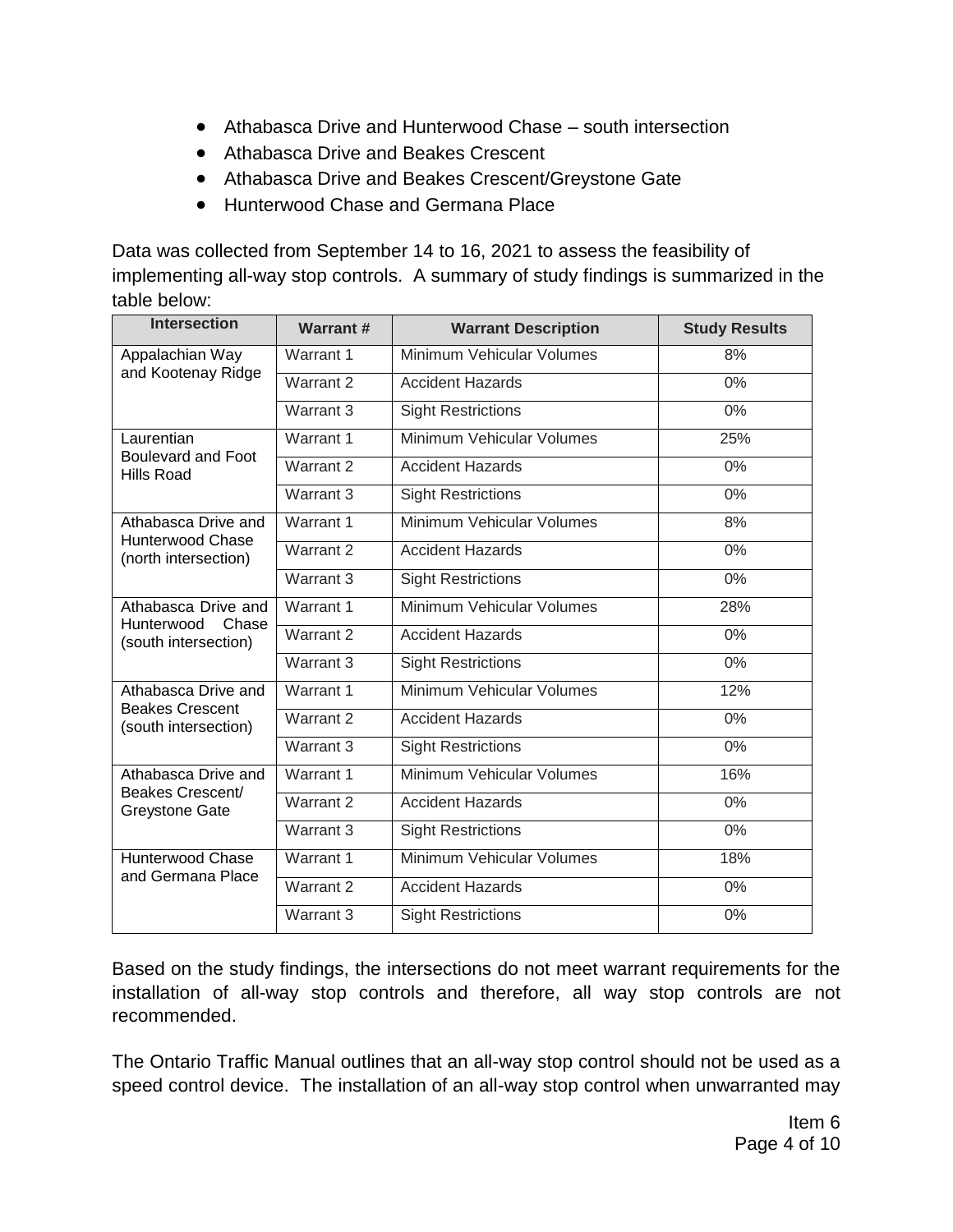- Athabasca Drive and Hunterwood Chase – south intersection
- Athabasca Drive and Beakes Crescent
- Athabasca Drive and Beakes Crescent/Greystone Gate
- Hunterwood Chase and Germana Place

Data was collected from September 14 to 16, 2021 to assess the feasibility of implementing all-way stop controls. A summary of study findings is summarized in the table below:

| Intersection | Warrant # | Warrant Description | Study Results |
|---|---|---|---|
| Appalachian Way and Kootenay Ridge | Warrant 1 | Minimum Vehicular Volumes | 8% |
| | Warrant 2 | Accident Hazards | 0% |
| | Warrant 3 | Sight Restrictions | 0% |
| Laurentian Boulevard and Foot Hills Road | Warrant 1 | Minimum Vehicular Volumes | 25% |
| | Warrant 2 | Accident Hazards | 0% |
| | Warrant 3 | Sight Restrictions | 0% |
| Athabasca Drive and Hunterwood Chase (north intersection) | Warrant 1 | Minimum Vehicular Volumes | 8% |
| | Warrant 2 | Accident Hazards | 0% |
| | Warrant 3 | Sight Restrictions | 0% |
| Athabasca Drive and Hunterwood Chase (south intersection) | Warrant 1 | Minimum Vehicular Volumes | 28% |
| | Warrant 2 | Accident Hazards | 0% |
| | Warrant 3 | Sight Restrictions | 0% |
| Athabasca Drive and Beakes Crescent (south intersection) | Warrant 1 | Minimum Vehicular Volumes | 12% |
| | Warrant 2 | Accident Hazards | 0% |
| | Warrant 3 | Sight Restrictions | 0% |
| Athabasca Drive and Beakes Crescent/ Greystone Gate | Warrant 1 | Minimum Vehicular Volumes | 16% |
| | Warrant 2 | Accident Hazards | 0% |
| | Warrant 3 | Sight Restrictions | 0% |
| Hunterwood Chase and Germana Place | Warrant 1 | Minimum Vehicular Volumes | 18% |
| | Warrant 2 | Accident Hazards | 0% |
| | Warrant 3 | Sight Restrictions | 0% |

Based on the study findings, the intersections do not meet warrant requirements for the installation of all-way stop controls and therefore, all way stop controls are not recommended.

The Ontario Traffic Manual outlines that an all-way stop control should not be used as a speed control device. The installation of an all-way stop control when unwarranted may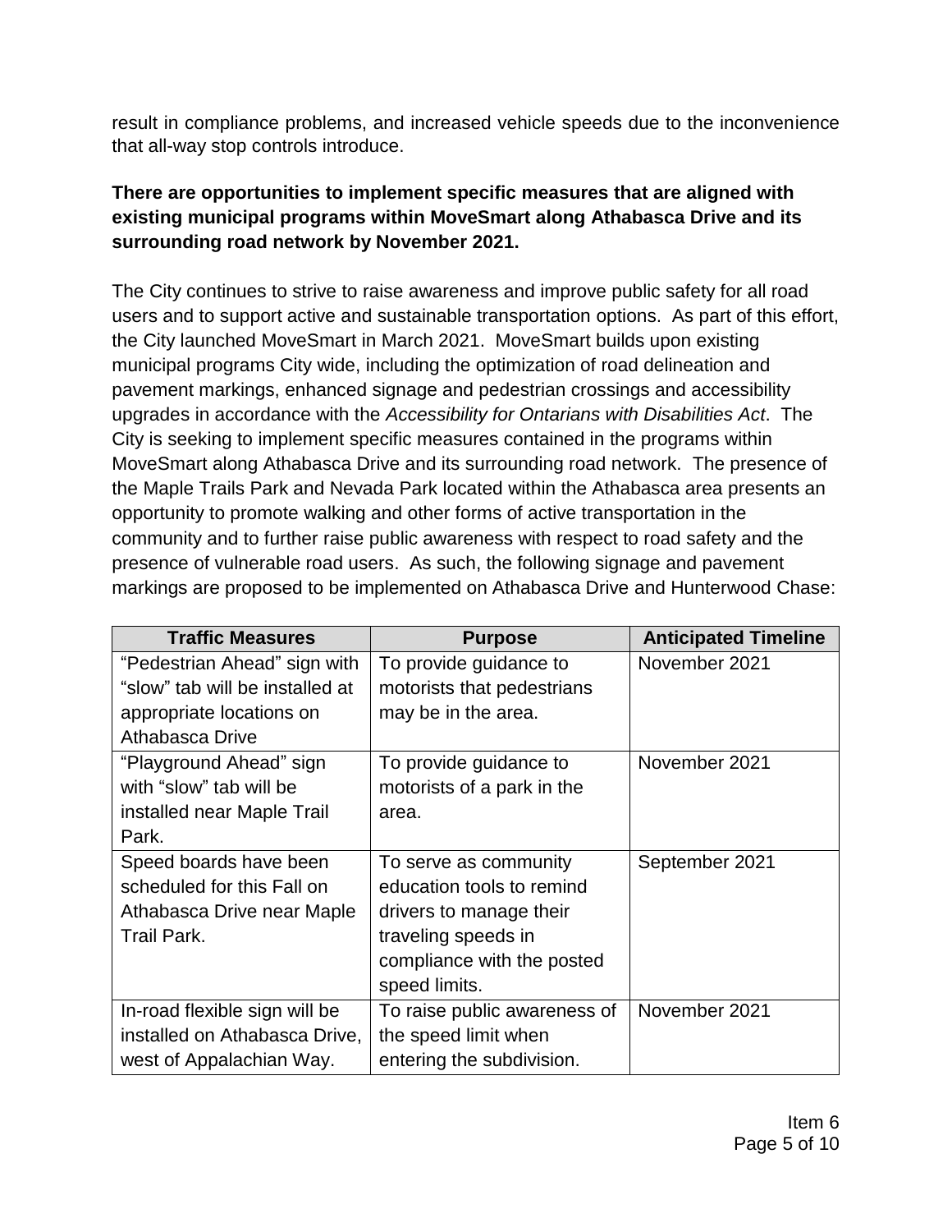result in compliance problems, and increased vehicle speeds due to the inconvenience that all-way stop controls introduce.

**There are opportunities to implement specific measures that are aligned with existing municipal programs within MoveSmart along Athabasca Drive and its surrounding road network by November 2021.**

The City continues to strive to raise awareness and improve public safety for all road users and to support active and sustainable transportation options. As part of this effort, the City launched MoveSmart in March 2021. MoveSmart builds upon existing municipal programs City wide, including the optimization of road delineation and pavement markings, enhanced signage and pedestrian crossings and accessibility upgrades in accordance with the *Accessibility for Ontarians with Disabilities Act*. The City is seeking to implement specific measures contained in the programs within MoveSmart along Athabasca Drive and its surrounding road network. The presence of the Maple Trails Park and Nevada Park located within the Athabasca area presents an opportunity to promote walking and other forms of active transportation in the community and to further raise public awareness with respect to road safety and the presence of vulnerable road users. As such, the following signage and pavement markings are proposed to be implemented on Athabasca Drive and Hunterwood Chase:

| Traffic Measures | Purpose | Anticipated Timeline |
| --- | --- | --- |
| "Pedestrian Ahead" sign with "slow" tab will be installed at appropriate locations on Athabasca Drive | To provide guidance to motorists that pedestrians may be in the area. | November 2021 |
| "Playground Ahead" sign with "slow" tab will be installed near Maple Trail Park. | To provide guidance to motorists of a park in the area. | November 2021 |
| Speed boards have been scheduled for this Fall on Athabasca Drive near Maple Trail Park. | To serve as community education tools to remind drivers to manage their traveling speeds in compliance with the posted speed limits. | September 2021 |
| In-road flexible sign will be installed on Athabasca Drive, west of Appalachian Way. | To raise public awareness of the speed limit when entering the subdivision. | November 2021 |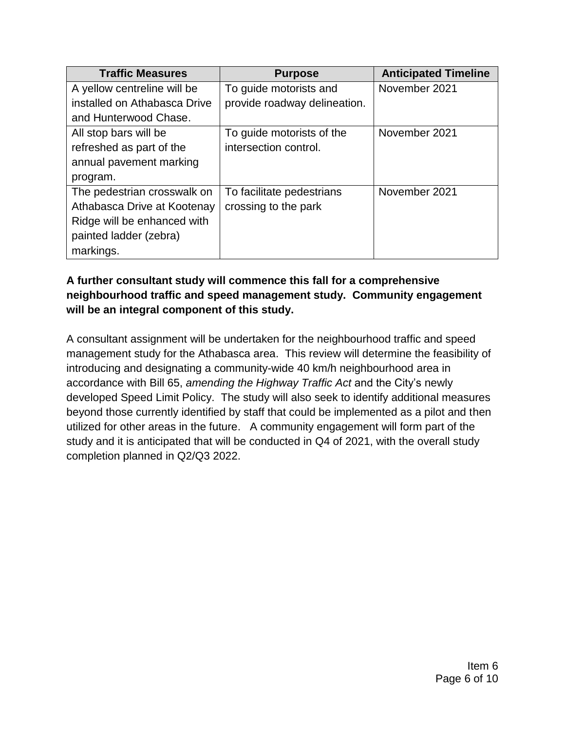| Traffic Measures | Purpose | Anticipated Timeline |
| --- | --- | --- |
| A yellow centreline will be installed on Athabasca Drive and Hunterwood Chase. | To guide motorists and provide roadway delineation. | November 2021 |
| All stop bars will be refreshed as part of the annual pavement marking program. | To guide motorists of the intersection control. | November 2021 |
| The pedestrian crosswalk on Athabasca Drive at Kootenay Ridge will be enhanced with painted ladder (zebra) markings. | To facilitate pedestrians crossing to the park | November 2021 |

**A further consultant study will commence this fall for a comprehensive neighbourhood traffic and speed management study. Community engagement will be an integral component of this study.**

A consultant assignment will be undertaken for the neighbourhood traffic and speed management study for the Athabasca area. This review will determine the feasibility of introducing and designating a community-wide 40 km/h neighbourhood area in accordance with Bill 65, *amending the Highway Traffic Act* and the City's newly developed Speed Limit Policy. The study will also seek to identify additional measures beyond those currently identified by staff that could be implemented as a pilot and then utilized for other areas in the future. A community engagement will form part of the study and it is anticipated that will be conducted in Q4 of 2021, with the overall study completion planned in Q2/Q3 2022.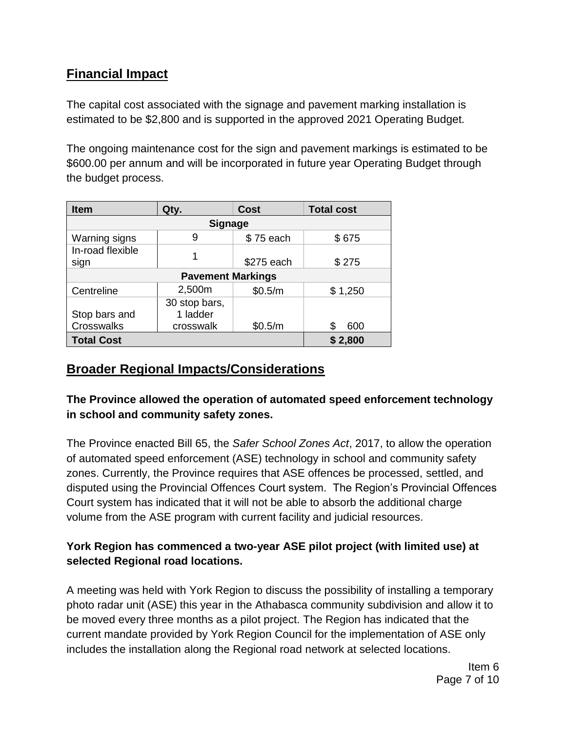## Financial Impact

The capital cost associated with the signage and pavement marking installation is estimated to be $2,800 and is supported in the approved 2021 Operating Budget.

The ongoing maintenance cost for the sign and pavement markings is estimated to be $600.00 per annum and will be incorporated in future year Operating Budget through the budget process.

| Item | Qty. | Cost | Total cost |
|---|---|---|---|
| **Signage** | | | |
| Warning signs | 9 | $ 75 each | $ 675 |
| In-road flexible sign | 1 | $275 each | $ 275 |
| **Pavement Markings** | | | |
| Centreline | 2,500m | $0.5/m | $ 1,250 |
| Stop bars and Crosswalks | 30 stop bars, 1 ladder crosswalk | $0.5/m | $ 600 |
| **Total Cost** | | | **$ 2,800** |

## Broader Regional Impacts/Considerations

**The Province allowed the operation of automated speed enforcement technology in school and community safety zones.**

The Province enacted Bill 65, the *Safer School Zones Act*, 2017, to allow the operation of automated speed enforcement (ASE) technology in school and community safety zones. Currently, the Province requires that ASE offences be processed, settled, and disputed using the Provincial Offences Court system. The Region's Provincial Offences Court system has indicated that it will not be able to absorb the additional charge volume from the ASE program with current facility and judicial resources.

**York Region has commenced a two-year ASE pilot project (with limited use) at selected Regional road locations.**

A meeting was held with York Region to discuss the possibility of installing a temporary photo radar unit (ASE) this year in the Athabasca community subdivision and allow it to be moved every three months as a pilot project. The Region has indicated that the current mandate provided by York Region Council for the implementation of ASE only includes the installation along the Regional road network at selected locations.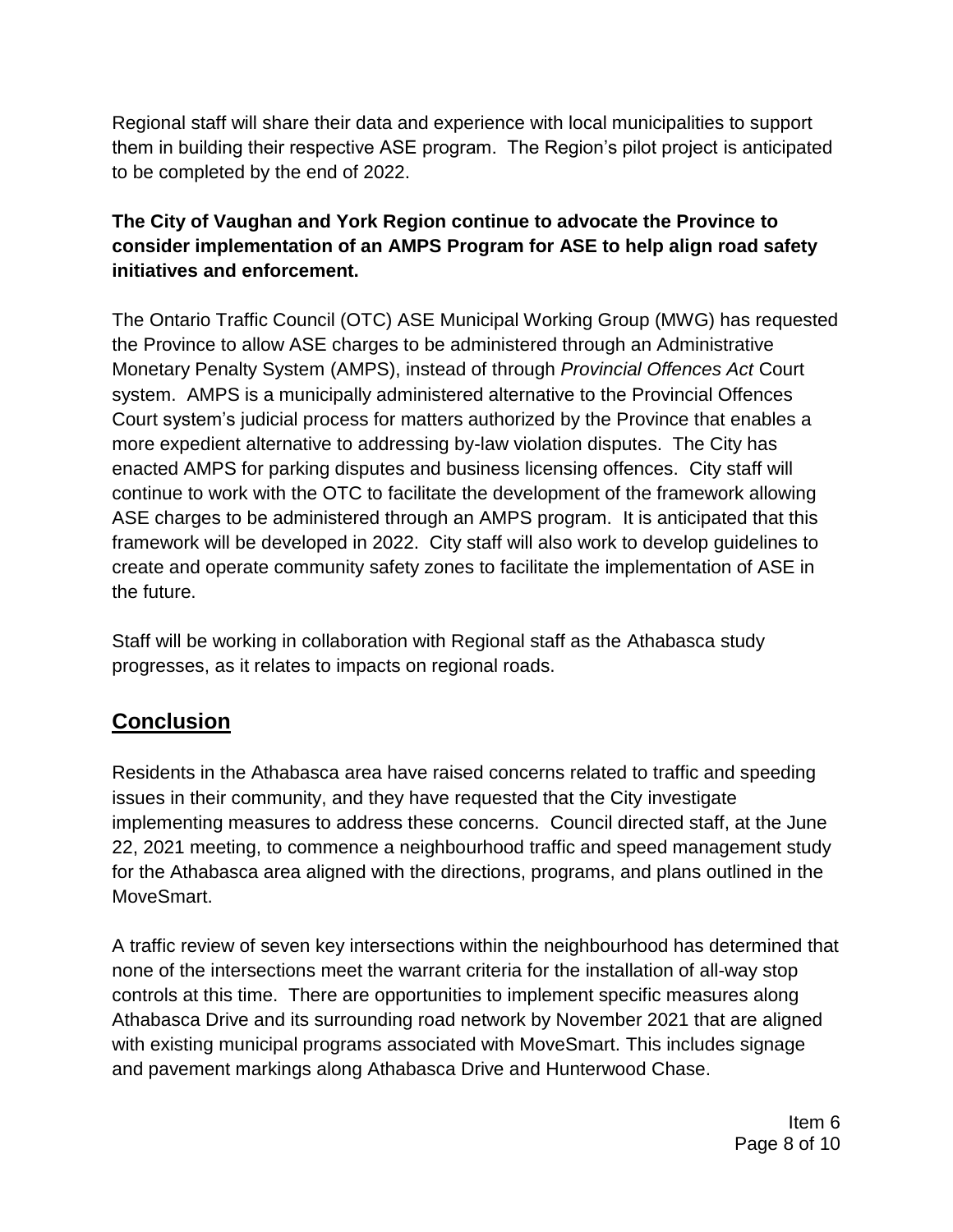Regional staff will share their data and experience with local municipalities to support them in building their respective ASE program. The Region's pilot project is anticipated to be completed by the end of 2022.

**The City of Vaughan and York Region continue to advocate the Province to consider implementation of an AMPS Program for ASE to help align road safety initiatives and enforcement.**

The Ontario Traffic Council (OTC) ASE Municipal Working Group (MWG) has requested the Province to allow ASE charges to be administered through an Administrative Monetary Penalty System (AMPS), instead of through *Provincial Offences Act* Court system. AMPS is a municipally administered alternative to the Provincial Offences Court system's judicial process for matters authorized by the Province that enables a more expedient alternative to addressing by-law violation disputes. The City has enacted AMPS for parking disputes and business licensing offences. City staff will continue to work with the OTC to facilitate the development of the framework allowing ASE charges to be administered through an AMPS program. It is anticipated that this framework will be developed in 2022. City staff will also work to develop guidelines to create and operate community safety zones to facilitate the implementation of ASE in the future.

Staff will be working in collaboration with Regional staff as the Athabasca study progresses, as it relates to impacts on regional roads.

## Conclusion

Residents in the Athabasca area have raised concerns related to traffic and speeding issues in their community, and they have requested that the City investigate implementing measures to address these concerns. Council directed staff, at the June 22, 2021 meeting, to commence a neighbourhood traffic and speed management study for the Athabasca area aligned with the directions, programs, and plans outlined in the MoveSmart.

A traffic review of seven key intersections within the neighbourhood has determined that none of the intersections meet the warrant criteria for the installation of all-way stop controls at this time. There are opportunities to implement specific measures along Athabasca Drive and its surrounding road network by November 2021 that are aligned with existing municipal programs associated with MoveSmart. This includes signage and pavement markings along Athabasca Drive and Hunterwood Chase.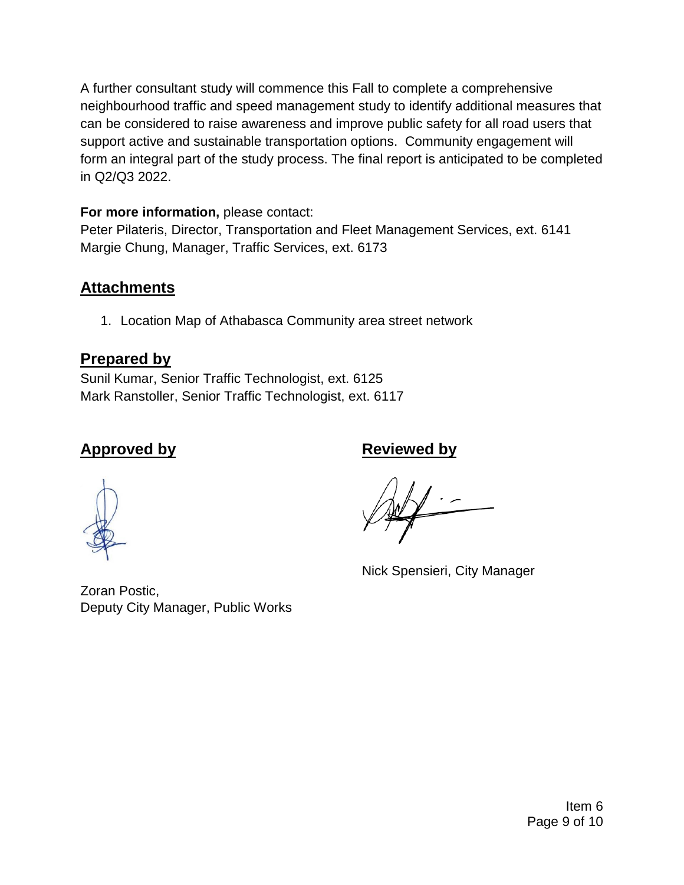A further consultant study will commence this Fall to complete a comprehensive neighbourhood traffic and speed management study to identify additional measures that can be considered to raise awareness and improve public safety for all road users that support active and sustainable transportation options. Community engagement will form an integral part of the study process. The final report is anticipated to be completed in Q2/Q3 2022.

**For more information,** please contact:
Peter Pilateris, Director, Transportation and Fleet Management Services, ext. 6141
Margie Chung, Manager, Traffic Services, ext. 6173

## Attachments

1. Location Map of Athabasca Community area street network

## Prepared by

Sunil Kumar, Senior Traffic Technologist, ext. 6125
Mark Ranstoller, Senior Traffic Technologist, ext. 6117

## Approved by

Zoran Postic,
Deputy City Manager, Public Works

## Reviewed by

Nick Spensieri, City Manager